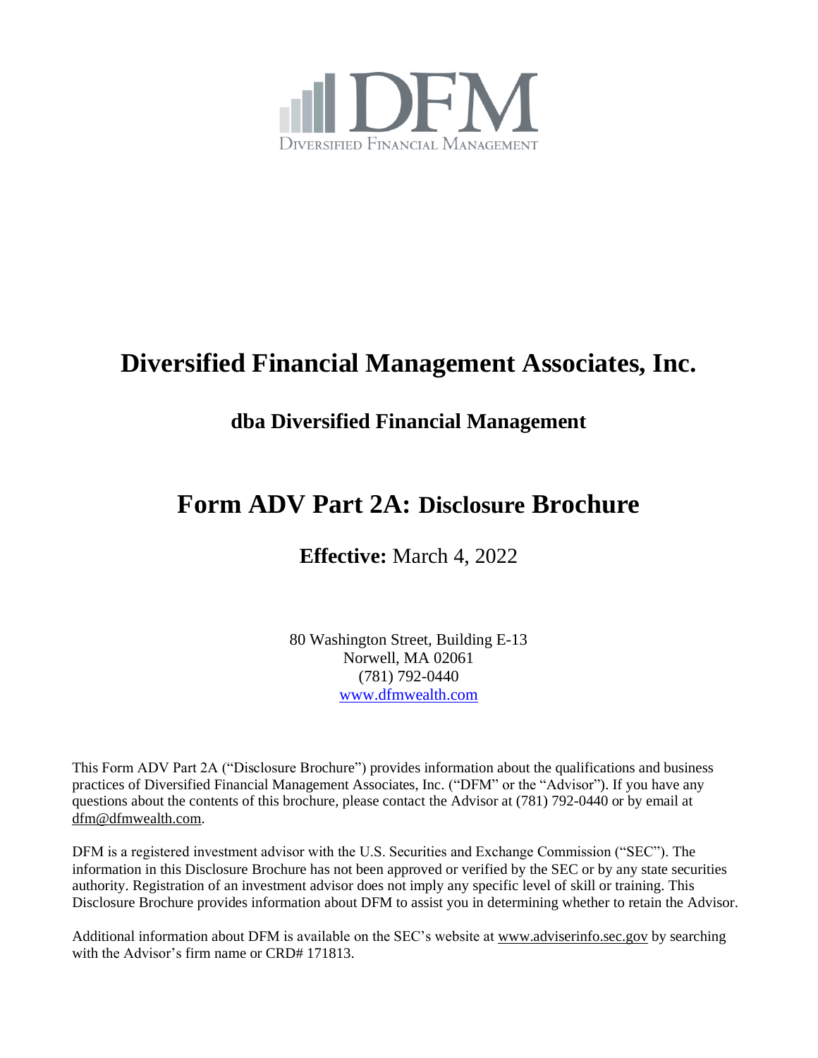DFM

DIVERSIFIED FINANCIAL MANAGEMENT

# Diversified Financial Management Associates, Inc.

## dba Diversified Financial Management

# Form ADV Part 2A: Disclosure Brochure

**Effective:** March 4, 2022

80 Washington Street, Building E-13
Norwell, MA 02061
(781) 792-0440
www.dfmwealth.com

This Form ADV Part 2A ("Disclosure Brochure") provides information about the qualifications and business practices of Diversified Financial Management Associates, Inc. ("DFM" or the "Advisor"). If you have any questions about the contents of this brochure, please contact the Advisor at (781) 792-0440 or by email at dfm@dfmwealth.com.

DFM is a registered investment advisor with the U.S. Securities and Exchange Commission ("SEC"). The information in this Disclosure Brochure has not been approved or verified by the SEC or by any state securities authority. Registration of an investment advisor does not imply any specific level of skill or training. This Disclosure Brochure provides information about DFM to assist you in determining whether to retain the Advisor.

Additional information about DFM is available on the SEC's website at www.adviserinfo.sec.gov by searching with the Advisor's firm name or CRD# 171813.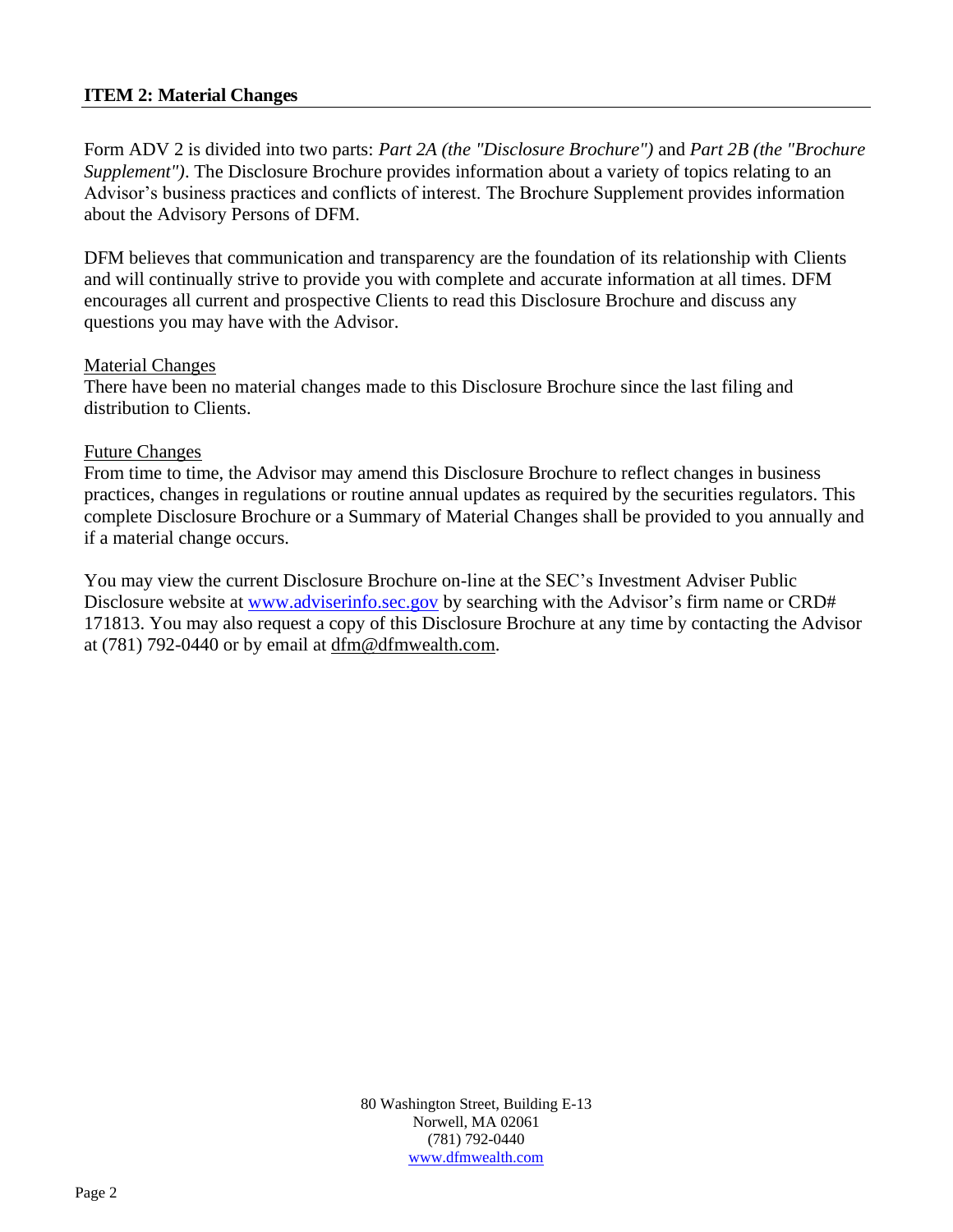## ITEM 2: Material Changes

Form ADV 2 is divided into two parts: *Part 2A (the "Disclosure Brochure")* and *Part 2B (the "Brochure Supplement")*. The Disclosure Brochure provides information about a variety of topics relating to an Advisor's business practices and conflicts of interest. The Brochure Supplement provides information about the Advisory Persons of DFM.

DFM believes that communication and transparency are the foundation of its relationship with Clients and will continually strive to provide you with complete and accurate information at all times. DFM encourages all current and prospective Clients to read this Disclosure Brochure and discuss any questions you may have with the Advisor.

Material Changes

There have been no material changes made to this Disclosure Brochure since the last filing and distribution to Clients.

Future Changes

From time to time, the Advisor may amend this Disclosure Brochure to reflect changes in business practices, changes in regulations or routine annual updates as required by the securities regulators. This complete Disclosure Brochure or a Summary of Material Changes shall be provided to you annually and if a material change occurs.

You may view the current Disclosure Brochure on-line at the SEC's Investment Adviser Public Disclosure website at www.adviserinfo.sec.gov by searching with the Advisor's firm name or CRD# 171813. You may also request a copy of this Disclosure Brochure at any time by contacting the Advisor at (781) 792-0440 or by email at dfm@dfmwealth.com.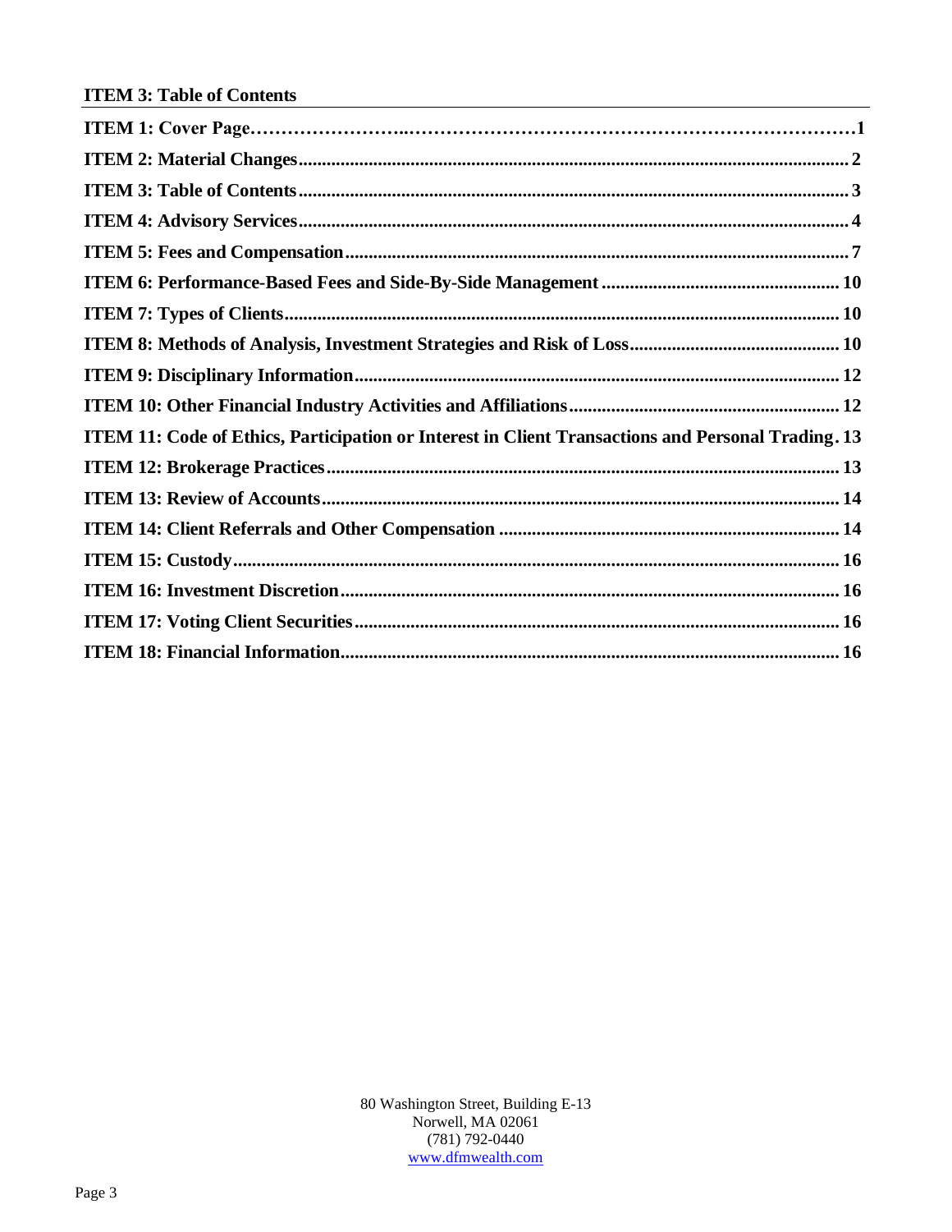## ITEM 3: Table of Contents

| Item | Page |
|---|---|
| **ITEM 1: Cover Page** | **1** |
| **ITEM 2: Material Changes** | **2** |
| **ITEM 3: Table of Contents** | **3** |
| **ITEM 4: Advisory Services** | **4** |
| **ITEM 5: Fees and Compensation** | **7** |
| **ITEM 6: Performance-Based Fees and Side-By-Side Management** | **10** |
| **ITEM 7: Types of Clients** | **10** |
| **ITEM 8: Methods of Analysis, Investment Strategies and Risk of Loss** | **10** |
| **ITEM 9: Disciplinary Information** | **12** |
| **ITEM 10: Other Financial Industry Activities and Affiliations** | **12** |
| **ITEM 11: Code of Ethics, Participation or Interest in Client Transactions and Personal Trading** | **13** |
| **ITEM 12: Brokerage Practices** | **13** |
| **ITEM 13: Review of Accounts** | **14** |
| **ITEM 14: Client Referrals and Other Compensation** | **14** |
| **ITEM 15: Custody** | **16** |
| **ITEM 16: Investment Discretion** | **16** |
| **ITEM 17: Voting Client Securities** | **16** |
| **ITEM 18: Financial Information** | **16** |

80 Washington Street, Building E-13
Norwell, MA 02061
(781) 792-0440
www.dfmwealth.com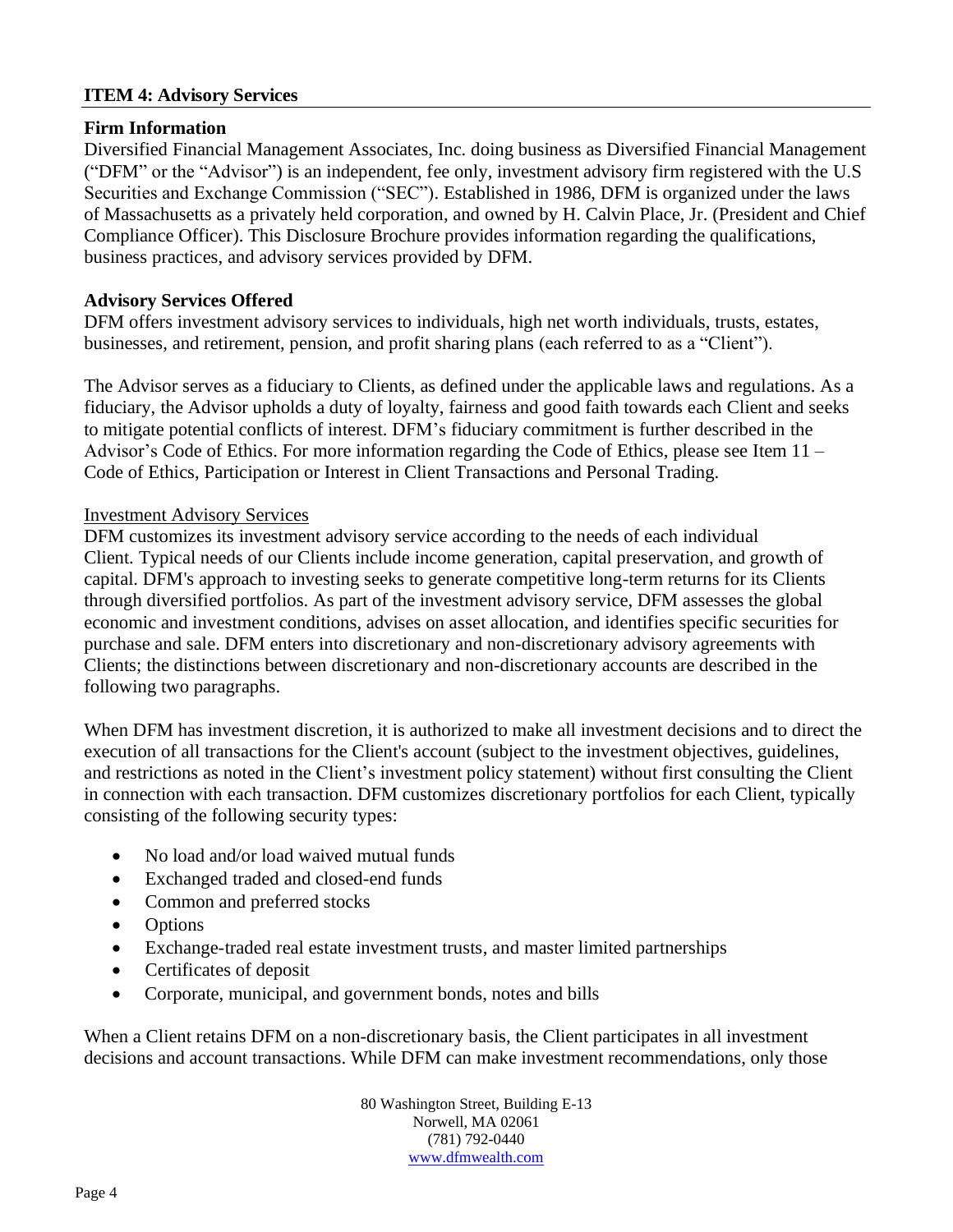## ITEM 4: Advisory Services

### Firm Information

Diversified Financial Management Associates, Inc. doing business as Diversified Financial Management ("DFM" or the "Advisor") is an independent, fee only, investment advisory firm registered with the U.S Securities and Exchange Commission ("SEC"). Established in 1986, DFM is organized under the laws of Massachusetts as a privately held corporation, and owned by H. Calvin Place, Jr. (President and Chief Compliance Officer). This Disclosure Brochure provides information regarding the qualifications, business practices, and advisory services provided by DFM.

### Advisory Services Offered

DFM offers investment advisory services to individuals, high net worth individuals, trusts, estates, businesses, and retirement, pension, and profit sharing plans (each referred to as a "Client").

The Advisor serves as a fiduciary to Clients, as defined under the applicable laws and regulations. As a fiduciary, the Advisor upholds a duty of loyalty, fairness and good faith towards each Client and seeks to mitigate potential conflicts of interest. DFM's fiduciary commitment is further described in the Advisor's Code of Ethics. For more information regarding the Code of Ethics, please see Item 11 – Code of Ethics, Participation or Interest in Client Transactions and Personal Trading.

Investment Advisory Services

DFM customizes its investment advisory service according to the needs of each individual Client. Typical needs of our Clients include income generation, capital preservation, and growth of capital. DFM's approach to investing seeks to generate competitive long-term returns for its Clients through diversified portfolios. As part of the investment advisory service, DFM assesses the global economic and investment conditions, advises on asset allocation, and identifies specific securities for purchase and sale. DFM enters into discretionary and non-discretionary advisory agreements with Clients; the distinctions between discretionary and non-discretionary accounts are described in the following two paragraphs.

When DFM has investment discretion, it is authorized to make all investment decisions and to direct the execution of all transactions for the Client's account (subject to the investment objectives, guidelines, and restrictions as noted in the Client's investment policy statement) without first consulting the Client in connection with each transaction. DFM customizes discretionary portfolios for each Client, typically consisting of the following security types:

- No load and/or load waived mutual funds
- Exchanged traded and closed-end funds
- Common and preferred stocks
- Options
- Exchange-traded real estate investment trusts, and master limited partnerships
- Certificates of deposit
- Corporate, municipal, and government bonds, notes and bills

When a Client retains DFM on a non-discretionary basis, the Client participates in all investment decisions and account transactions. While DFM can make investment recommendations, only those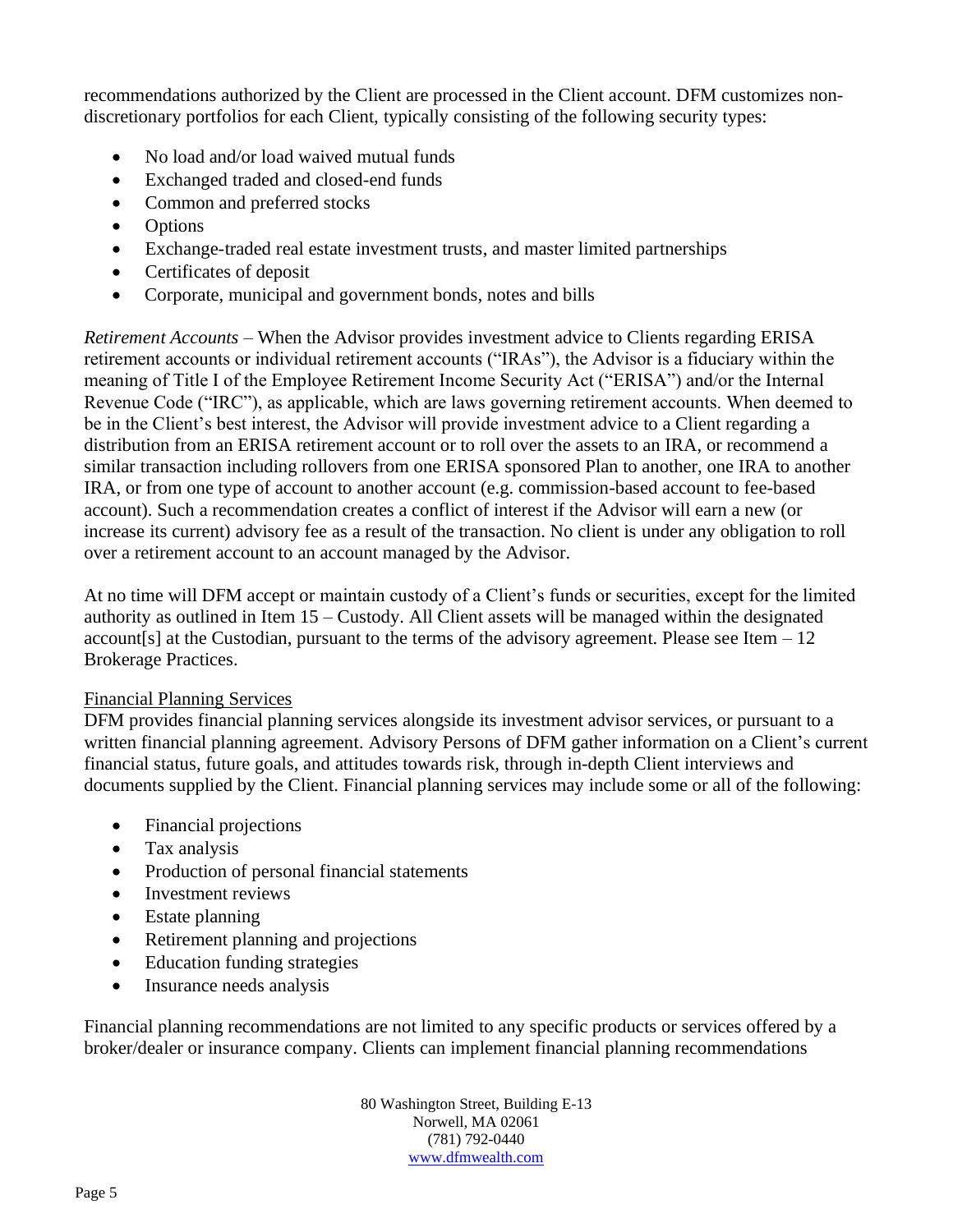recommendations authorized by the Client are processed in the Client account. DFM customizes non-discretionary portfolios for each Client, typically consisting of the following security types:

- No load and/or load waived mutual funds
- Exchanged traded and closed-end funds
- Common and preferred stocks
- Options
- Exchange-traded real estate investment trusts, and master limited partnerships
- Certificates of deposit
- Corporate, municipal and government bonds, notes and bills

*Retirement Accounts* – When the Advisor provides investment advice to Clients regarding ERISA retirement accounts or individual retirement accounts ("IRAs"), the Advisor is a fiduciary within the meaning of Title I of the Employee Retirement Income Security Act ("ERISA") and/or the Internal Revenue Code ("IRC"), as applicable, which are laws governing retirement accounts. When deemed to be in the Client's best interest, the Advisor will provide investment advice to a Client regarding a distribution from an ERISA retirement account or to roll over the assets to an IRA, or recommend a similar transaction including rollovers from one ERISA sponsored Plan to another, one IRA to another IRA, or from one type of account to another account (e.g. commission-based account to fee-based account). Such a recommendation creates a conflict of interest if the Advisor will earn a new (or increase its current) advisory fee as a result of the transaction. No client is under any obligation to roll over a retirement account to an account managed by the Advisor.

At no time will DFM accept or maintain custody of a Client's funds or securities, except for the limited authority as outlined in Item 15 – Custody. All Client assets will be managed within the designated account[s] at the Custodian, pursuant to the terms of the advisory agreement. Please see Item – 12 Brokerage Practices.

<u>Financial Planning Services</u>

DFM provides financial planning services alongside its investment advisor services, or pursuant to a written financial planning agreement. Advisory Persons of DFM gather information on a Client's current financial status, future goals, and attitudes towards risk, through in-depth Client interviews and documents supplied by the Client. Financial planning services may include some or all of the following:

- Financial projections
- Tax analysis
- Production of personal financial statements
- Investment reviews
- Estate planning
- Retirement planning and projections
- Education funding strategies
- Insurance needs analysis

Financial planning recommendations are not limited to any specific products or services offered by a broker/dealer or insurance company. Clients can implement financial planning recommendations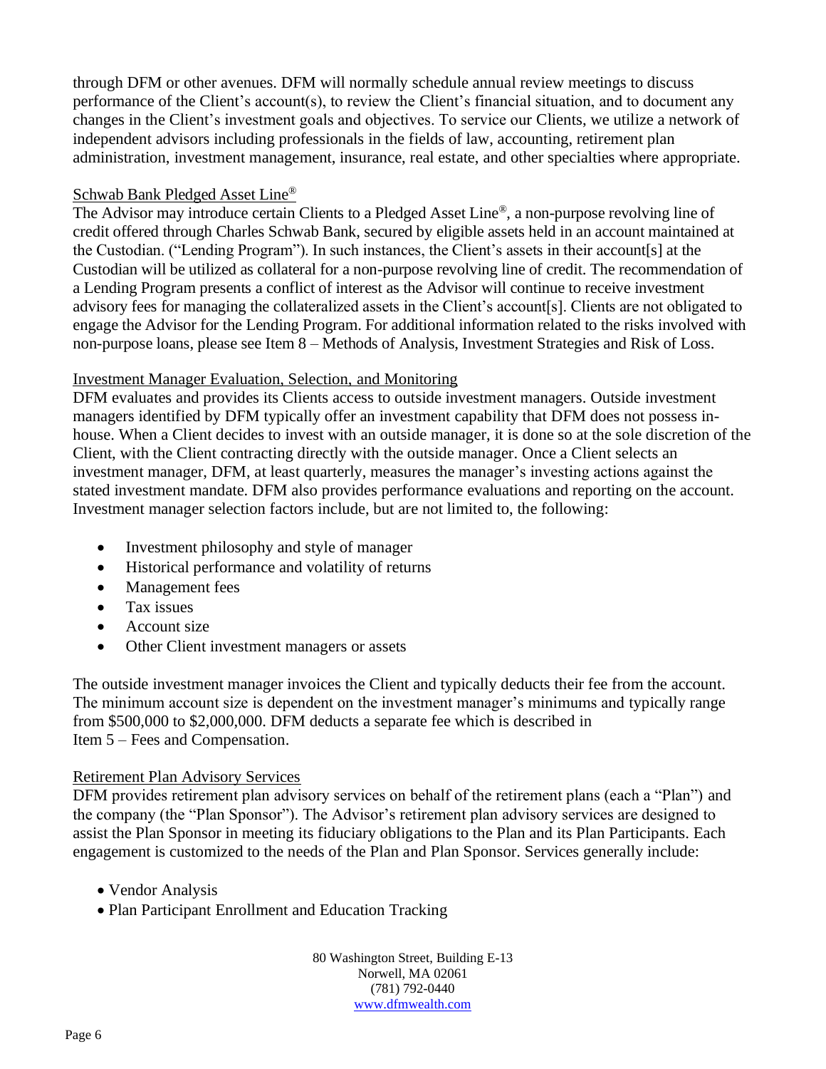through DFM or other avenues. DFM will normally schedule annual review meetings to discuss performance of the Client's account(s), to review the Client's financial situation, and to document any changes in the Client's investment goals and objectives. To service our Clients, we utilize a network of independent advisors including professionals in the fields of law, accounting, retirement plan administration, investment management, insurance, real estate, and other specialties where appropriate.

### Schwab Bank Pledged Asset Line®

The Advisor may introduce certain Clients to a Pledged Asset Line®, a non-purpose revolving line of credit offered through Charles Schwab Bank, secured by eligible assets held in an account maintained at the Custodian. ("Lending Program"). In such instances, the Client's assets in their account[s] at the Custodian will be utilized as collateral for a non-purpose revolving line of credit. The recommendation of a Lending Program presents a conflict of interest as the Advisor will continue to receive investment advisory fees for managing the collateralized assets in the Client's account[s]. Clients are not obligated to engage the Advisor for the Lending Program. For additional information related to the risks involved with non-purpose loans, please see Item 8 – Methods of Analysis, Investment Strategies and Risk of Loss.

### Investment Manager Evaluation, Selection, and Monitoring

DFM evaluates and provides its Clients access to outside investment managers. Outside investment managers identified by DFM typically offer an investment capability that DFM does not possess in-house. When a Client decides to invest with an outside manager, it is done so at the sole discretion of the Client, with the Client contracting directly with the outside manager. Once a Client selects an investment manager, DFM, at least quarterly, measures the manager's investing actions against the stated investment mandate. DFM also provides performance evaluations and reporting on the account. Investment manager selection factors include, but are not limited to, the following:

- Investment philosophy and style of manager
- Historical performance and volatility of returns
- Management fees
- Tax issues
- Account size
- Other Client investment managers or assets

The outside investment manager invoices the Client and typically deducts their fee from the account. The minimum account size is dependent on the investment manager's minimums and typically range from $500,000 to $2,000,000. DFM deducts a separate fee which is described in Item 5 – Fees and Compensation.

### Retirement Plan Advisory Services

DFM provides retirement plan advisory services on behalf of the retirement plans (each a "Plan") and the company (the "Plan Sponsor"). The Advisor's retirement plan advisory services are designed to assist the Plan Sponsor in meeting its fiduciary obligations to the Plan and its Plan Participants. Each engagement is customized to the needs of the Plan and Plan Sponsor. Services generally include:

- Vendor Analysis
- Plan Participant Enrollment and Education Tracking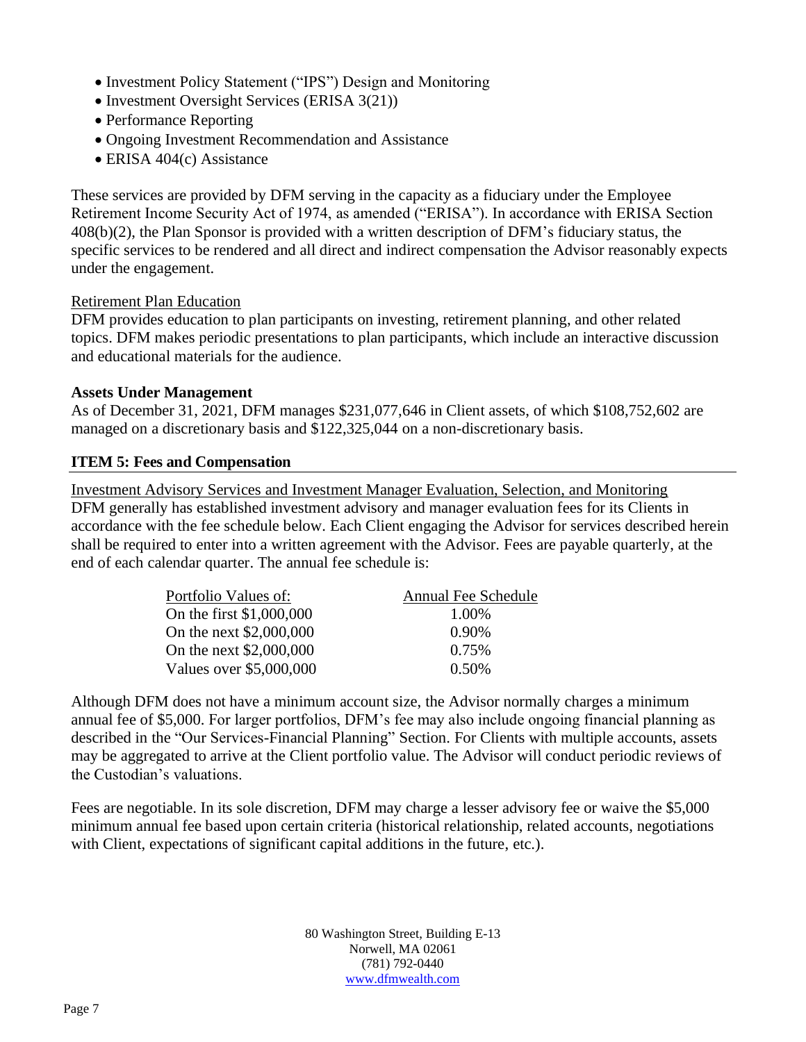- Investment Policy Statement ("IPS") Design and Monitoring
- Investment Oversight Services (ERISA 3(21))
- Performance Reporting
- Ongoing Investment Recommendation and Assistance
- ERISA 404(c) Assistance

These services are provided by DFM serving in the capacity as a fiduciary under the Employee Retirement Income Security Act of 1974, as amended ("ERISA"). In accordance with ERISA Section 408(b)(2), the Plan Sponsor is provided with a written description of DFM's fiduciary status, the specific services to be rendered and all direct and indirect compensation the Advisor reasonably expects under the engagement.

Retirement Plan Education

DFM provides education to plan participants on investing, retirement planning, and other related topics. DFM makes periodic presentations to plan participants, which include an interactive discussion and educational materials for the audience.

**Assets Under Management**

As of December 31, 2021, DFM manages $231,077,646 in Client assets, of which $108,752,602 are managed on a discretionary basis and $122,325,044 on a non-discretionary basis.

## ITEM 5: Fees and Compensation

Investment Advisory Services and Investment Manager Evaluation, Selection, and Monitoring

DFM generally has established investment advisory and manager evaluation fees for its Clients in accordance with the fee schedule below. Each Client engaging the Advisor for services described herein shall be required to enter into a written agreement with the Advisor. Fees are payable quarterly, at the end of each calendar quarter. The annual fee schedule is:

| Portfolio Values of: | Annual Fee Schedule |
|---|---|
| On the first $1,000,000 | 1.00% |
| On the next $2,000,000 | 0.90% |
| On the next $2,000,000 | 0.75% |
| Values over $5,000,000 | 0.50% |

Although DFM does not have a minimum account size, the Advisor normally charges a minimum annual fee of $5,000. For larger portfolios, DFM's fee may also include ongoing financial planning as described in the "Our Services-Financial Planning" Section. For Clients with multiple accounts, assets may be aggregated to arrive at the Client portfolio value. The Advisor will conduct periodic reviews of the Custodian's valuations.

Fees are negotiable. In its sole discretion, DFM may charge a lesser advisory fee or waive the $5,000 minimum annual fee based upon certain criteria (historical relationship, related accounts, negotiations with Client, expectations of significant capital additions in the future, etc.).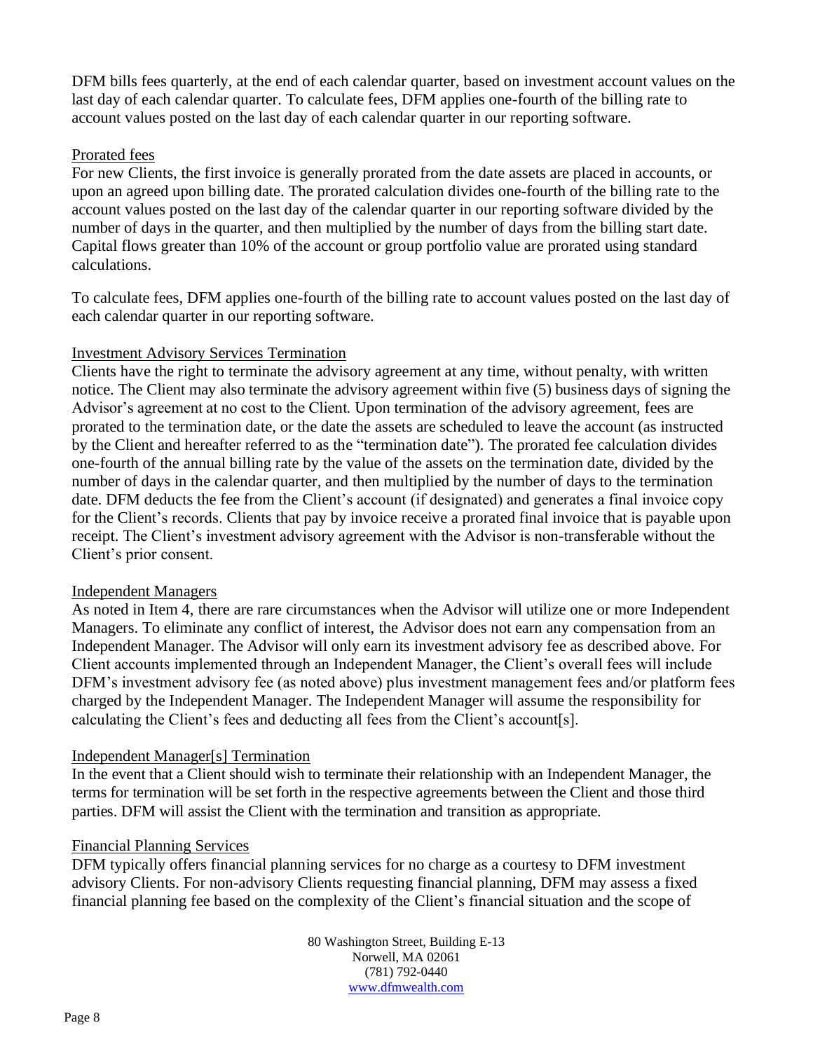DFM bills fees quarterly, at the end of each calendar quarter, based on investment account values on the last day of each calendar quarter. To calculate fees, DFM applies one-fourth of the billing rate to account values posted on the last day of each calendar quarter in our reporting software.

Prorated fees

For new Clients, the first invoice is generally prorated from the date assets are placed in accounts, or upon an agreed upon billing date. The prorated calculation divides one-fourth of the billing rate to the account values posted on the last day of the calendar quarter in our reporting software divided by the number of days in the quarter, and then multiplied by the number of days from the billing start date. Capital flows greater than 10% of the account or group portfolio value are prorated using standard calculations.

To calculate fees, DFM applies one-fourth of the billing rate to account values posted on the last day of each calendar quarter in our reporting software.

Investment Advisory Services Termination

Clients have the right to terminate the advisory agreement at any time, without penalty, with written notice. The Client may also terminate the advisory agreement within five (5) business days of signing the Advisor's agreement at no cost to the Client. Upon termination of the advisory agreement, fees are prorated to the termination date, or the date the assets are scheduled to leave the account (as instructed by the Client and hereafter referred to as the "termination date"). The prorated fee calculation divides one-fourth of the annual billing rate by the value of the assets on the termination date, divided by the number of days in the calendar quarter, and then multiplied by the number of days to the termination date. DFM deducts the fee from the Client's account (if designated) and generates a final invoice copy for the Client's records. Clients that pay by invoice receive a prorated final invoice that is payable upon receipt. The Client's investment advisory agreement with the Advisor is non-transferable without the Client's prior consent.

Independent Managers

As noted in Item 4, there are rare circumstances when the Advisor will utilize one or more Independent Managers. To eliminate any conflict of interest, the Advisor does not earn any compensation from an Independent Manager. The Advisor will only earn its investment advisory fee as described above. For Client accounts implemented through an Independent Manager, the Client's overall fees will include DFM's investment advisory fee (as noted above) plus investment management fees and/or platform fees charged by the Independent Manager. The Independent Manager will assume the responsibility for calculating the Client's fees and deducting all fees from the Client's account[s].

Independent Manager[s] Termination

In the event that a Client should wish to terminate their relationship with an Independent Manager, the terms for termination will be set forth in the respective agreements between the Client and those third parties. DFM will assist the Client with the termination and transition as appropriate.

Financial Planning Services

DFM typically offers financial planning services for no charge as a courtesy to DFM investment advisory Clients. For non-advisory Clients requesting financial planning, DFM may assess a fixed financial planning fee based on the complexity of the Client's financial situation and the scope of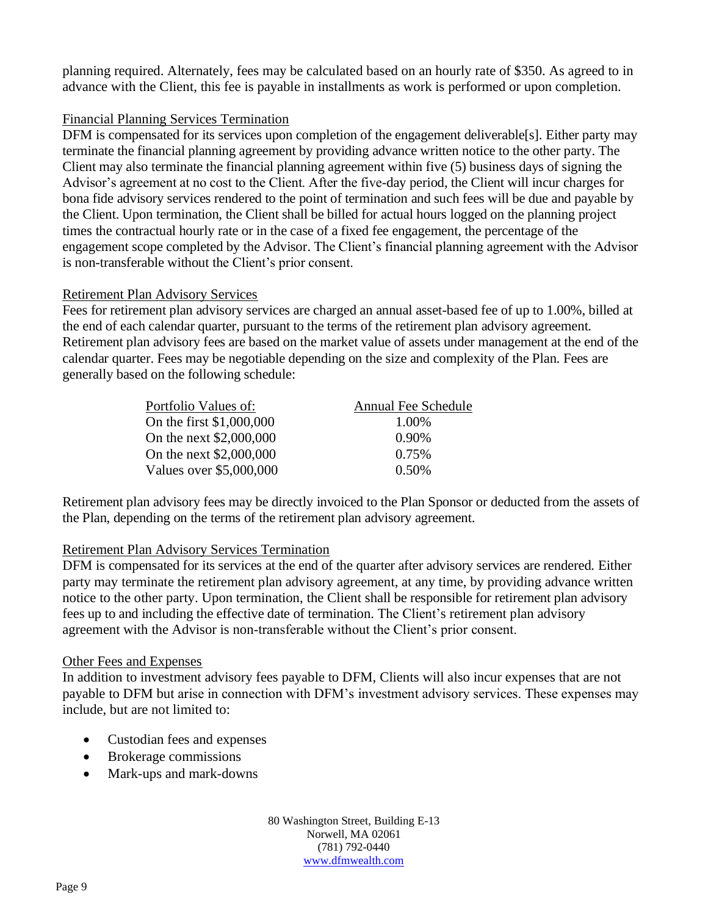planning required. Alternately, fees may be calculated based on an hourly rate of $350. As agreed to in advance with the Client, this fee is payable in installments as work is performed or upon completion.

### Financial Planning Services Termination

DFM is compensated for its services upon completion of the engagement deliverable[s]. Either party may terminate the financial planning agreement by providing advance written notice to the other party. The Client may also terminate the financial planning agreement within five (5) business days of signing the Advisor's agreement at no cost to the Client. After the five-day period, the Client will incur charges for bona fide advisory services rendered to the point of termination and such fees will be due and payable by the Client. Upon termination, the Client shall be billed for actual hours logged on the planning project times the contractual hourly rate or in the case of a fixed fee engagement, the percentage of the engagement scope completed by the Advisor. The Client's financial planning agreement with the Advisor is non-transferable without the Client's prior consent.

### Retirement Plan Advisory Services

Fees for retirement plan advisory services are charged an annual asset-based fee of up to 1.00%, billed at the end of each calendar quarter, pursuant to the terms of the retirement plan advisory agreement. Retirement plan advisory fees are based on the market value of assets under management at the end of the calendar quarter. Fees may be negotiable depending on the size and complexity of the Plan. Fees are generally based on the following schedule:

| Portfolio Values of: | Annual Fee Schedule |
|---|---|
| On the first $1,000,000 | 1.00% |
| On the next $2,000,000 | 0.90% |
| On the next $2,000,000 | 0.75% |
| Values over $5,000,000 | 0.50% |

Retirement plan advisory fees may be directly invoiced to the Plan Sponsor or deducted from the assets of the Plan, depending on the terms of the retirement plan advisory agreement.

### Retirement Plan Advisory Services Termination

DFM is compensated for its services at the end of the quarter after advisory services are rendered. Either party may terminate the retirement plan advisory agreement, at any time, by providing advance written notice to the other party. Upon termination, the Client shall be responsible for retirement plan advisory fees up to and including the effective date of termination. The Client's retirement plan advisory agreement with the Advisor is non-transferable without the Client's prior consent.

### Other Fees and Expenses

In addition to investment advisory fees payable to DFM, Clients will also incur expenses that are not payable to DFM but arise in connection with DFM's investment advisory services. These expenses may include, but are not limited to:

- Custodian fees and expenses
- Brokerage commissions
- Mark-ups and mark-downs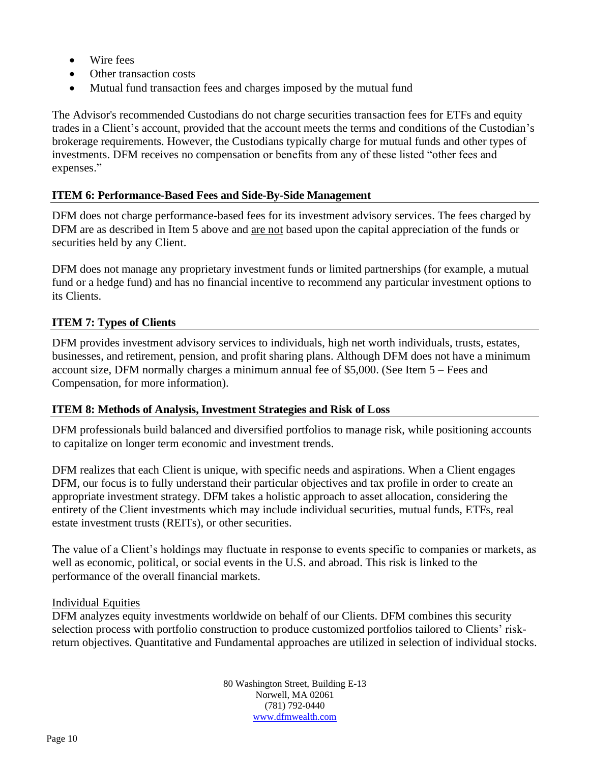- Wire fees
- Other transaction costs
- Mutual fund transaction fees and charges imposed by the mutual fund

The Advisor's recommended Custodians do not charge securities transaction fees for ETFs and equity trades in a Client's account, provided that the account meets the terms and conditions of the Custodian's brokerage requirements. However, the Custodians typically charge for mutual funds and other types of investments. DFM receives no compensation or benefits from any of these listed "other fees and expenses."

## ITEM 6: Performance-Based Fees and Side-By-Side Management

DFM does not charge performance-based fees for its investment advisory services. The fees charged by DFM are as described in Item 5 above and are not based upon the capital appreciation of the funds or securities held by any Client.

DFM does not manage any proprietary investment funds or limited partnerships (for example, a mutual fund or a hedge fund) and has no financial incentive to recommend any particular investment options to its Clients.

## ITEM 7: Types of Clients

DFM provides investment advisory services to individuals, high net worth individuals, trusts, estates, businesses, and retirement, pension, and profit sharing plans. Although DFM does not have a minimum account size, DFM normally charges a minimum annual fee of $5,000. (See Item 5 – Fees and Compensation, for more information).

## ITEM 8: Methods of Analysis, Investment Strategies and Risk of Loss

DFM professionals build balanced and diversified portfolios to manage risk, while positioning accounts to capitalize on longer term economic and investment trends.

DFM realizes that each Client is unique, with specific needs and aspirations. When a Client engages DFM, our focus is to fully understand their particular objectives and tax profile in order to create an appropriate investment strategy. DFM takes a holistic approach to asset allocation, considering the entirety of the Client investments which may include individual securities, mutual funds, ETFs, real estate investment trusts (REITs), or other securities.

The value of a Client's holdings may fluctuate in response to events specific to companies or markets, as well as economic, political, or social events in the U.S. and abroad. This risk is linked to the performance of the overall financial markets.

Individual Equities

DFM analyzes equity investments worldwide on behalf of our Clients. DFM combines this security selection process with portfolio construction to produce customized portfolios tailored to Clients' risk-return objectives. Quantitative and Fundamental approaches are utilized in selection of individual stocks.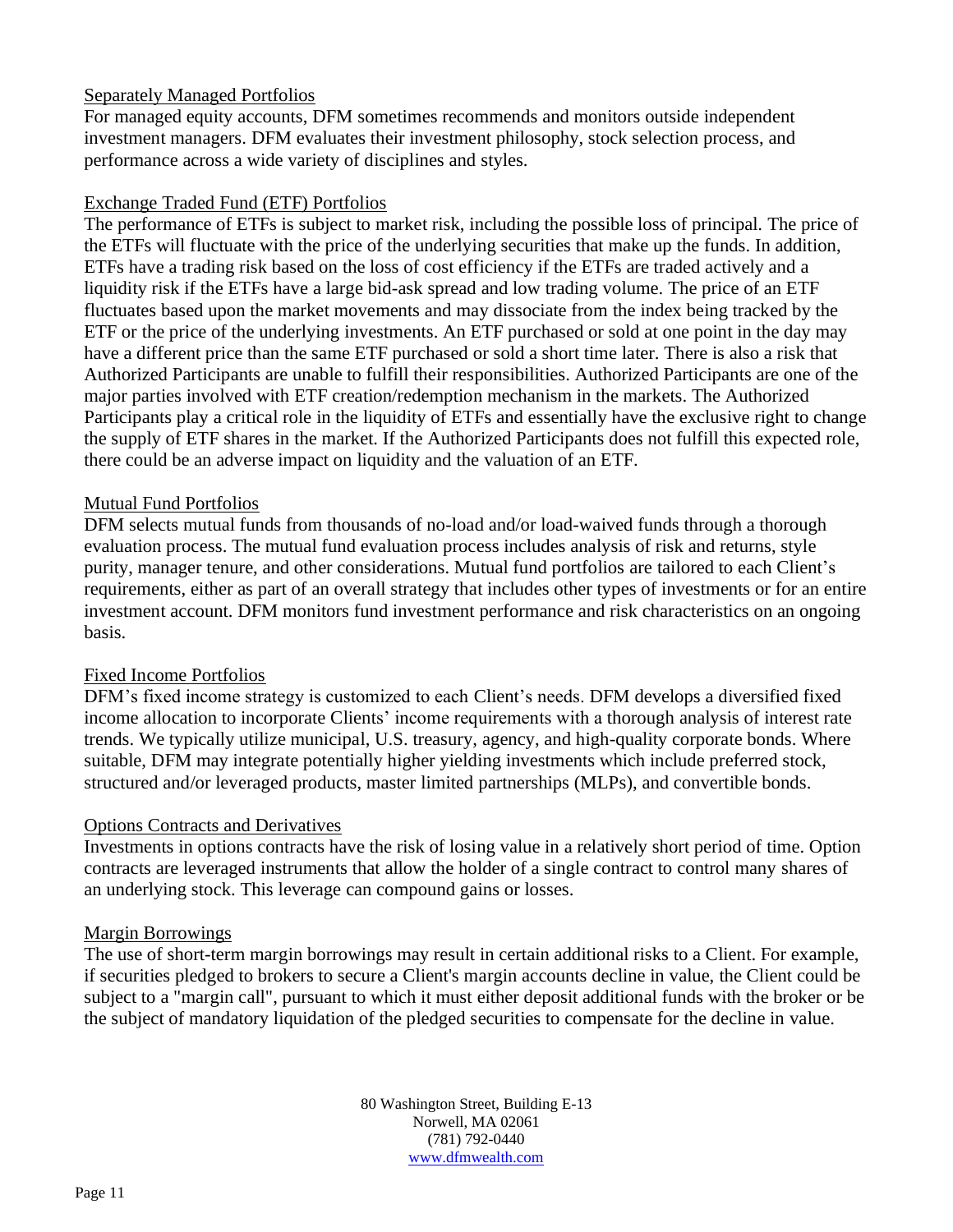### Separately Managed Portfolios

For managed equity accounts, DFM sometimes recommends and monitors outside independent investment managers. DFM evaluates their investment philosophy, stock selection process, and performance across a wide variety of disciplines and styles.

### Exchange Traded Fund (ETF) Portfolios

The performance of ETFs is subject to market risk, including the possible loss of principal. The price of the ETFs will fluctuate with the price of the underlying securities that make up the funds. In addition, ETFs have a trading risk based on the loss of cost efficiency if the ETFs are traded actively and a liquidity risk if the ETFs have a large bid-ask spread and low trading volume. The price of an ETF fluctuates based upon the market movements and may dissociate from the index being tracked by the ETF or the price of the underlying investments. An ETF purchased or sold at one point in the day may have a different price than the same ETF purchased or sold a short time later. There is also a risk that Authorized Participants are unable to fulfill their responsibilities. Authorized Participants are one of the major parties involved with ETF creation/redemption mechanism in the markets. The Authorized Participants play a critical role in the liquidity of ETFs and essentially have the exclusive right to change the supply of ETF shares in the market. If the Authorized Participants does not fulfill this expected role, there could be an adverse impact on liquidity and the valuation of an ETF.

### Mutual Fund Portfolios

DFM selects mutual funds from thousands of no-load and/or load-waived funds through a thorough evaluation process. The mutual fund evaluation process includes analysis of risk and returns, style purity, manager tenure, and other considerations. Mutual fund portfolios are tailored to each Client's requirements, either as part of an overall strategy that includes other types of investments or for an entire investment account. DFM monitors fund investment performance and risk characteristics on an ongoing basis.

### Fixed Income Portfolios

DFM's fixed income strategy is customized to each Client's needs. DFM develops a diversified fixed income allocation to incorporate Clients' income requirements with a thorough analysis of interest rate trends. We typically utilize municipal, U.S. treasury, agency, and high-quality corporate bonds. Where suitable, DFM may integrate potentially higher yielding investments which include preferred stock, structured and/or leveraged products, master limited partnerships (MLPs), and convertible bonds.

### Options Contracts and Derivatives

Investments in options contracts have the risk of losing value in a relatively short period of time. Option contracts are leveraged instruments that allow the holder of a single contract to control many shares of an underlying stock. This leverage can compound gains or losses.

### Margin Borrowings

The use of short-term margin borrowings may result in certain additional risks to a Client. For example, if securities pledged to brokers to secure a Client's margin accounts decline in value, the Client could be subject to a "margin call", pursuant to which it must either deposit additional funds with the broker or be the subject of mandatory liquidation of the pledged securities to compensate for the decline in value.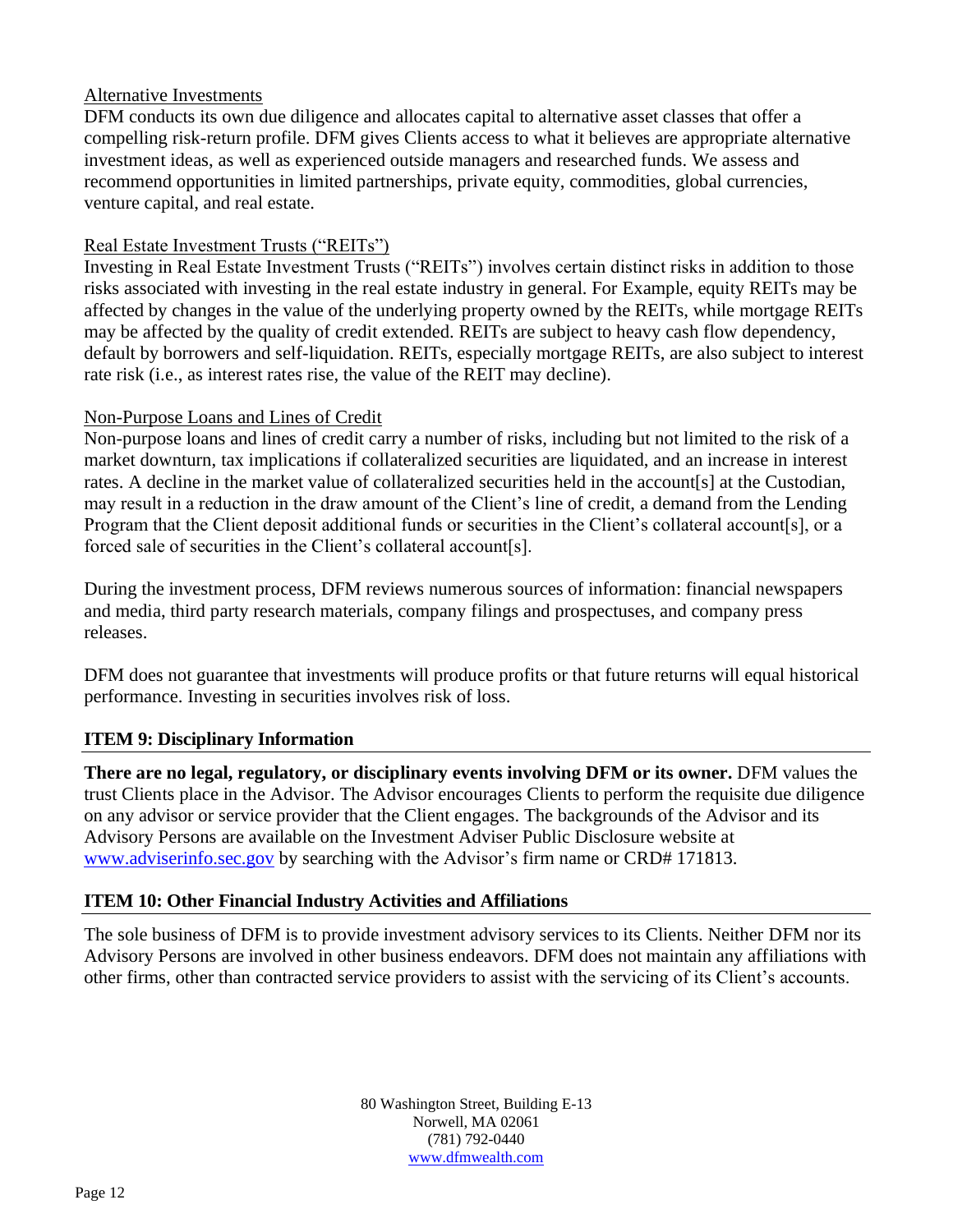Alternative Investments

DFM conducts its own due diligence and allocates capital to alternative asset classes that offer a compelling risk-return profile. DFM gives Clients access to what it believes are appropriate alternative investment ideas, as well as experienced outside managers and researched funds. We assess and recommend opportunities in limited partnerships, private equity, commodities, global currencies, venture capital, and real estate.

Real Estate Investment Trusts ("REITs")

Investing in Real Estate Investment Trusts ("REITs") involves certain distinct risks in addition to those risks associated with investing in the real estate industry in general. For Example, equity REITs may be affected by changes in the value of the underlying property owned by the REITs, while mortgage REITs may be affected by the quality of credit extended. REITs are subject to heavy cash flow dependency, default by borrowers and self-liquidation. REITs, especially mortgage REITs, are also subject to interest rate risk (i.e., as interest rates rise, the value of the REIT may decline).

Non-Purpose Loans and Lines of Credit

Non-purpose loans and lines of credit carry a number of risks, including but not limited to the risk of a market downturn, tax implications if collateralized securities are liquidated, and an increase in interest rates. A decline in the market value of collateralized securities held in the account[s] at the Custodian, may result in a reduction in the draw amount of the Client's line of credit, a demand from the Lending Program that the Client deposit additional funds or securities in the Client's collateral account[s], or a forced sale of securities in the Client's collateral account[s].

During the investment process, DFM reviews numerous sources of information: financial newspapers and media, third party research materials, company filings and prospectuses, and company press releases.

DFM does not guarantee that investments will produce profits or that future returns will equal historical performance. Investing in securities involves risk of loss.

## ITEM 9: Disciplinary Information

**There are no legal, regulatory, or disciplinary events involving DFM or its owner.** DFM values the trust Clients place in the Advisor. The Advisor encourages Clients to perform the requisite due diligence on any advisor or service provider that the Client engages. The backgrounds of the Advisor and its Advisory Persons are available on the Investment Adviser Public Disclosure website at www.adviserinfo.sec.gov by searching with the Advisor's firm name or CRD# 171813.

## ITEM 10: Other Financial Industry Activities and Affiliations

The sole business of DFM is to provide investment advisory services to its Clients. Neither DFM nor its Advisory Persons are involved in other business endeavors. DFM does not maintain any affiliations with other firms, other than contracted service providers to assist with the servicing of its Client's accounts.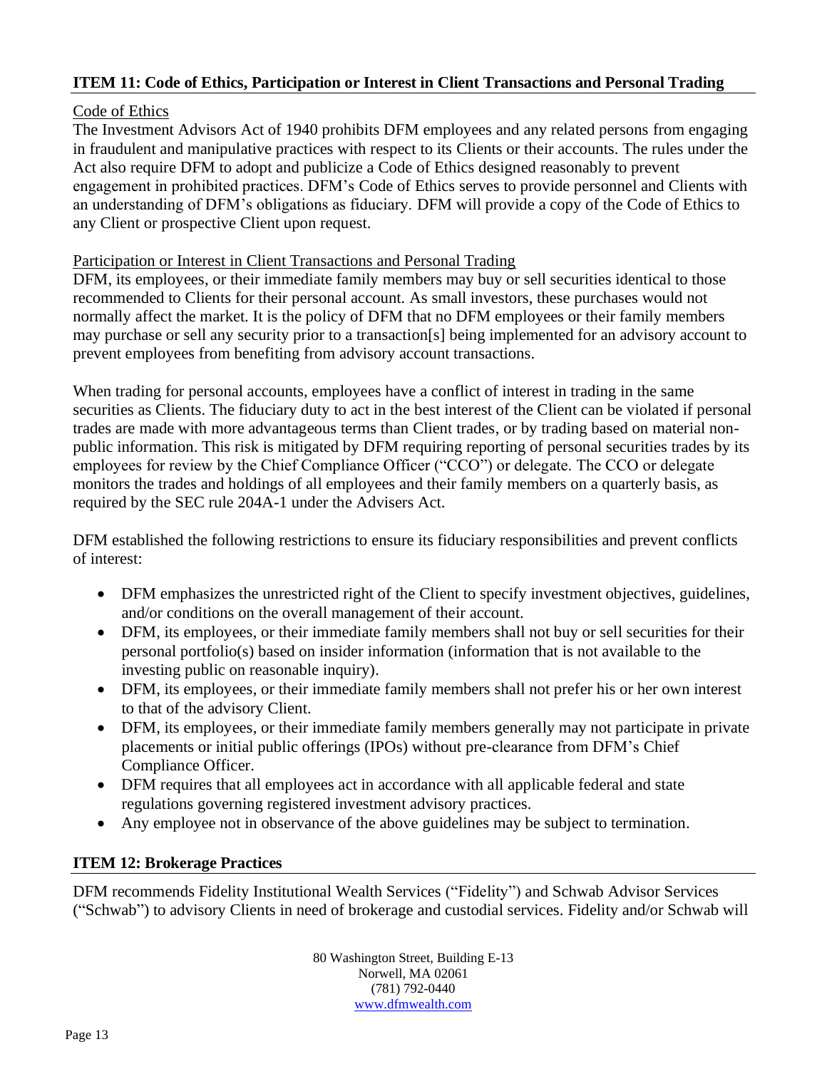## ITEM 11: Code of Ethics, Participation or Interest in Client Transactions and Personal Trading

Code of Ethics

The Investment Advisors Act of 1940 prohibits DFM employees and any related persons from engaging in fraudulent and manipulative practices with respect to its Clients or their accounts. The rules under the Act also require DFM to adopt and publicize a Code of Ethics designed reasonably to prevent engagement in prohibited practices. DFM's Code of Ethics serves to provide personnel and Clients with an understanding of DFM's obligations as fiduciary. DFM will provide a copy of the Code of Ethics to any Client or prospective Client upon request.

Participation or Interest in Client Transactions and Personal Trading

DFM, its employees, or their immediate family members may buy or sell securities identical to those recommended to Clients for their personal account. As small investors, these purchases would not normally affect the market. It is the policy of DFM that no DFM employees or their family members may purchase or sell any security prior to a transaction[s] being implemented for an advisory account to prevent employees from benefiting from advisory account transactions.

When trading for personal accounts, employees have a conflict of interest in trading in the same securities as Clients. The fiduciary duty to act in the best interest of the Client can be violated if personal trades are made with more advantageous terms than Client trades, or by trading based on material non-public information. This risk is mitigated by DFM requiring reporting of personal securities trades by its employees for review by the Chief Compliance Officer ("CCO") or delegate. The CCO or delegate monitors the trades and holdings of all employees and their family members on a quarterly basis, as required by the SEC rule 204A-1 under the Advisers Act.

DFM established the following restrictions to ensure its fiduciary responsibilities and prevent conflicts of interest:

- DFM emphasizes the unrestricted right of the Client to specify investment objectives, guidelines, and/or conditions on the overall management of their account.
- DFM, its employees, or their immediate family members shall not buy or sell securities for their personal portfolio(s) based on insider information (information that is not available to the investing public on reasonable inquiry).
- DFM, its employees, or their immediate family members shall not prefer his or her own interest to that of the advisory Client.
- DFM, its employees, or their immediate family members generally may not participate in private placements or initial public offerings (IPOs) without pre-clearance from DFM's Chief Compliance Officer.
- DFM requires that all employees act in accordance with all applicable federal and state regulations governing registered investment advisory practices.
- Any employee not in observance of the above guidelines may be subject to termination.

## ITEM 12: Brokerage Practices

DFM recommends Fidelity Institutional Wealth Services ("Fidelity") and Schwab Advisor Services ("Schwab") to advisory Clients in need of brokerage and custodial services. Fidelity and/or Schwab will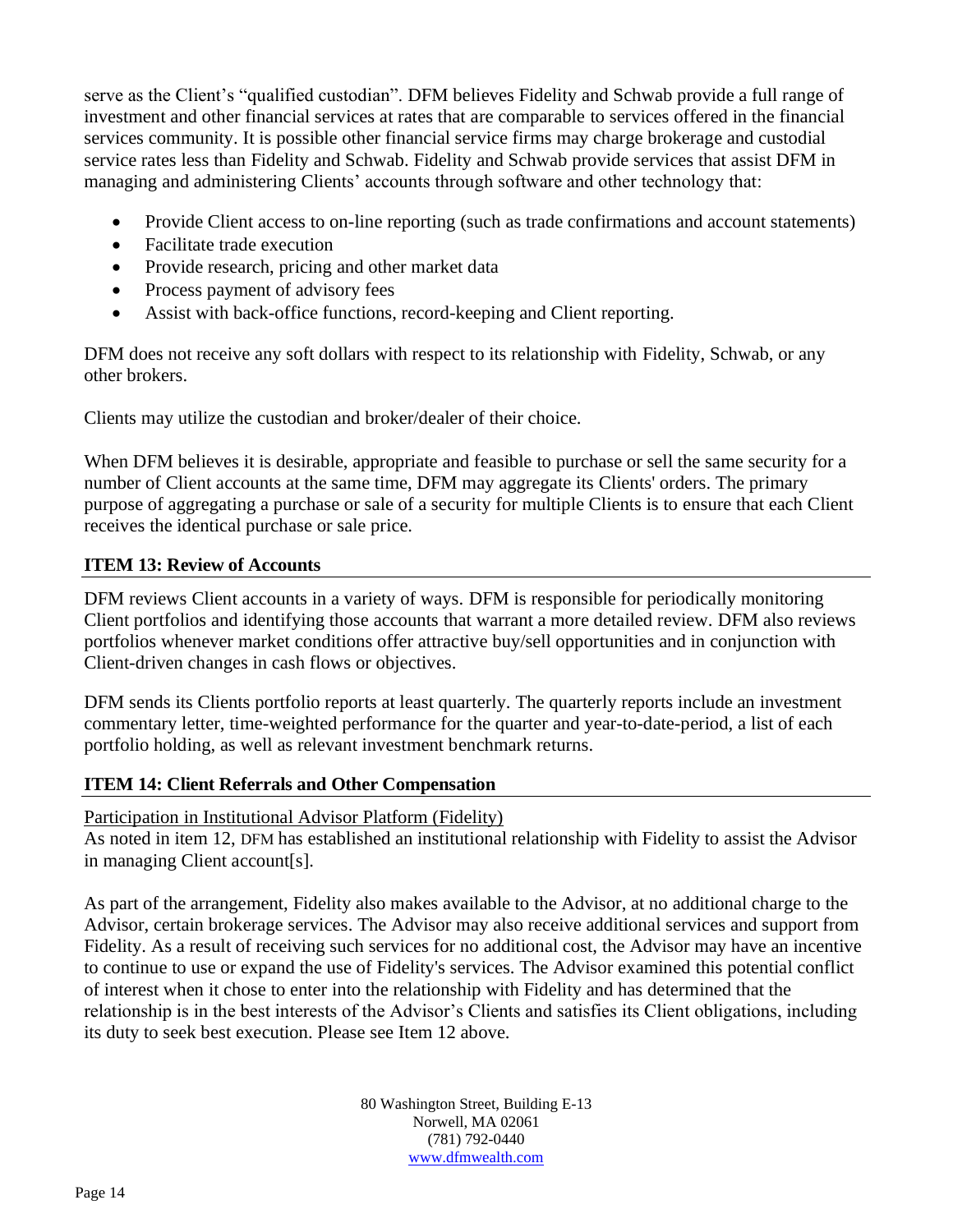serve as the Client's "qualified custodian". DFM believes Fidelity and Schwab provide a full range of investment and other financial services at rates that are comparable to services offered in the financial services community. It is possible other financial service firms may charge brokerage and custodial service rates less than Fidelity and Schwab. Fidelity and Schwab provide services that assist DFM in managing and administering Clients' accounts through software and other technology that:

- Provide Client access to on-line reporting (such as trade confirmations and account statements)
- Facilitate trade execution
- Provide research, pricing and other market data
- Process payment of advisory fees
- Assist with back-office functions, record-keeping and Client reporting.

DFM does not receive any soft dollars with respect to its relationship with Fidelity, Schwab, or any other brokers.

Clients may utilize the custodian and broker/dealer of their choice.

When DFM believes it is desirable, appropriate and feasible to purchase or sell the same security for a number of Client accounts at the same time, DFM may aggregate its Clients' orders. The primary purpose of aggregating a purchase or sale of a security for multiple Clients is to ensure that each Client receives the identical purchase or sale price.

## ITEM 13: Review of Accounts

DFM reviews Client accounts in a variety of ways. DFM is responsible for periodically monitoring Client portfolios and identifying those accounts that warrant a more detailed review. DFM also reviews portfolios whenever market conditions offer attractive buy/sell opportunities and in conjunction with Client-driven changes in cash flows or objectives.

DFM sends its Clients portfolio reports at least quarterly. The quarterly reports include an investment commentary letter, time-weighted performance for the quarter and year-to-date-period, a list of each portfolio holding, as well as relevant investment benchmark returns.

## ITEM 14: Client Referrals and Other Compensation

Participation in Institutional Advisor Platform (Fidelity)

As noted in item 12, DFM has established an institutional relationship with Fidelity to assist the Advisor in managing Client account[s].

As part of the arrangement, Fidelity also makes available to the Advisor, at no additional charge to the Advisor, certain brokerage services. The Advisor may also receive additional services and support from Fidelity. As a result of receiving such services for no additional cost, the Advisor may have an incentive to continue to use or expand the use of Fidelity's services. The Advisor examined this potential conflict of interest when it chose to enter into the relationship with Fidelity and has determined that the relationship is in the best interests of the Advisor's Clients and satisfies its Client obligations, including its duty to seek best execution. Please see Item 12 above.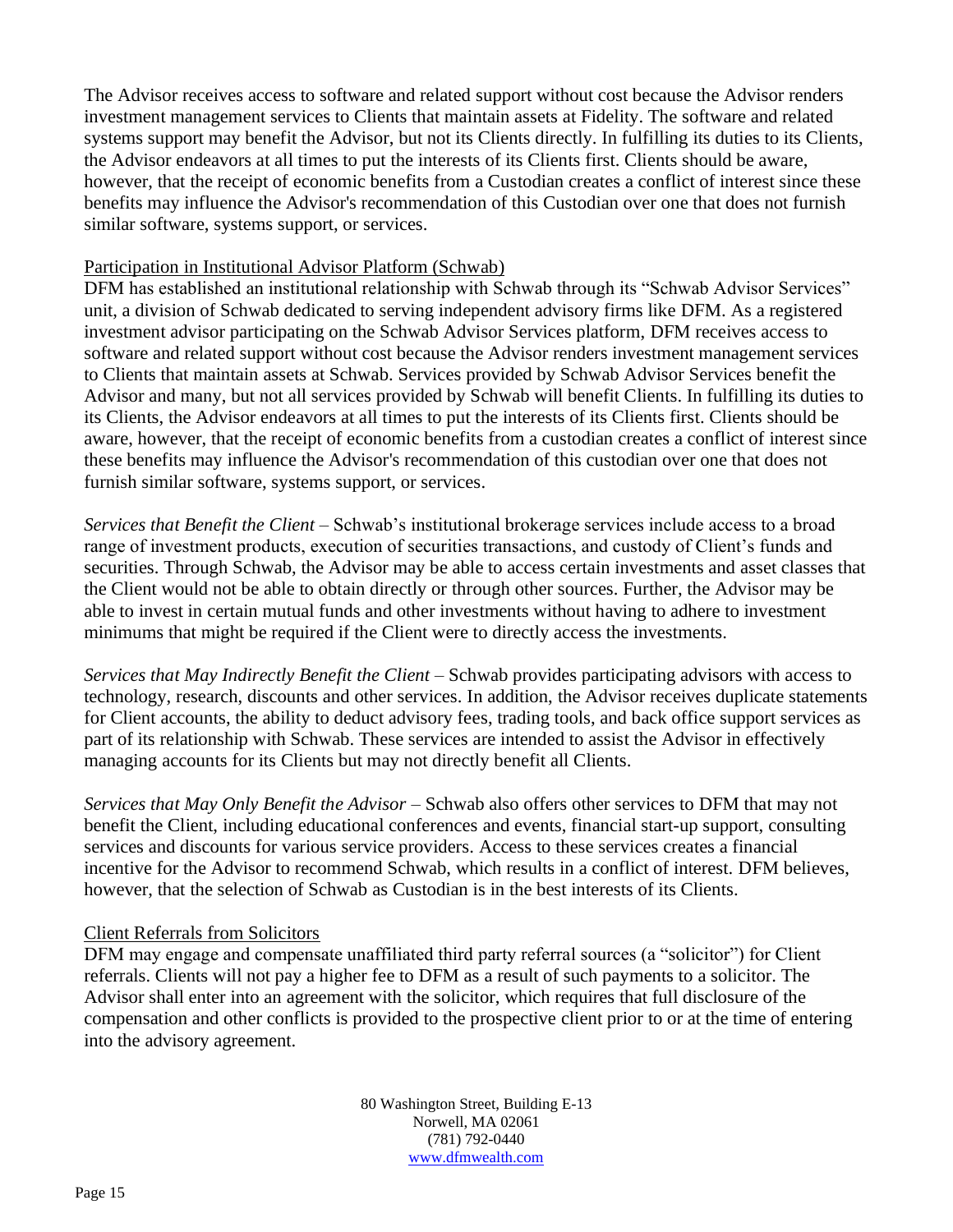The Advisor receives access to software and related support without cost because the Advisor renders investment management services to Clients that maintain assets at Fidelity. The software and related systems support may benefit the Advisor, but not its Clients directly. In fulfilling its duties to its Clients, the Advisor endeavors at all times to put the interests of its Clients first. Clients should be aware, however, that the receipt of economic benefits from a Custodian creates a conflict of interest since these benefits may influence the Advisor's recommendation of this Custodian over one that does not furnish similar software, systems support, or services.

Participation in Institutional Advisor Platform (Schwab)

DFM has established an institutional relationship with Schwab through its "Schwab Advisor Services" unit, a division of Schwab dedicated to serving independent advisory firms like DFM. As a registered investment advisor participating on the Schwab Advisor Services platform, DFM receives access to software and related support without cost because the Advisor renders investment management services to Clients that maintain assets at Schwab. Services provided by Schwab Advisor Services benefit the Advisor and many, but not all services provided by Schwab will benefit Clients. In fulfilling its duties to its Clients, the Advisor endeavors at all times to put the interests of its Clients first. Clients should be aware, however, that the receipt of economic benefits from a custodian creates a conflict of interest since these benefits may influence the Advisor's recommendation of this custodian over one that does not furnish similar software, systems support, or services.

*Services that Benefit the Client* – Schwab's institutional brokerage services include access to a broad range of investment products, execution of securities transactions, and custody of Client's funds and securities. Through Schwab, the Advisor may be able to access certain investments and asset classes that the Client would not be able to obtain directly or through other sources. Further, the Advisor may be able to invest in certain mutual funds and other investments without having to adhere to investment minimums that might be required if the Client were to directly access the investments.

*Services that May Indirectly Benefit the Client* – Schwab provides participating advisors with access to technology, research, discounts and other services. In addition, the Advisor receives duplicate statements for Client accounts, the ability to deduct advisory fees, trading tools, and back office support services as part of its relationship with Schwab. These services are intended to assist the Advisor in effectively managing accounts for its Clients but may not directly benefit all Clients.

*Services that May Only Benefit the Advisor* – Schwab also offers other services to DFM that may not benefit the Client, including educational conferences and events, financial start-up support, consulting services and discounts for various service providers. Access to these services creates a financial incentive for the Advisor to recommend Schwab, which results in a conflict of interest. DFM believes, however, that the selection of Schwab as Custodian is in the best interests of its Clients.

Client Referrals from Solicitors

DFM may engage and compensate unaffiliated third party referral sources (a "solicitor") for Client referrals. Clients will not pay a higher fee to DFM as a result of such payments to a solicitor. The Advisor shall enter into an agreement with the solicitor, which requires that full disclosure of the compensation and other conflicts is provided to the prospective client prior to or at the time of entering into the advisory agreement.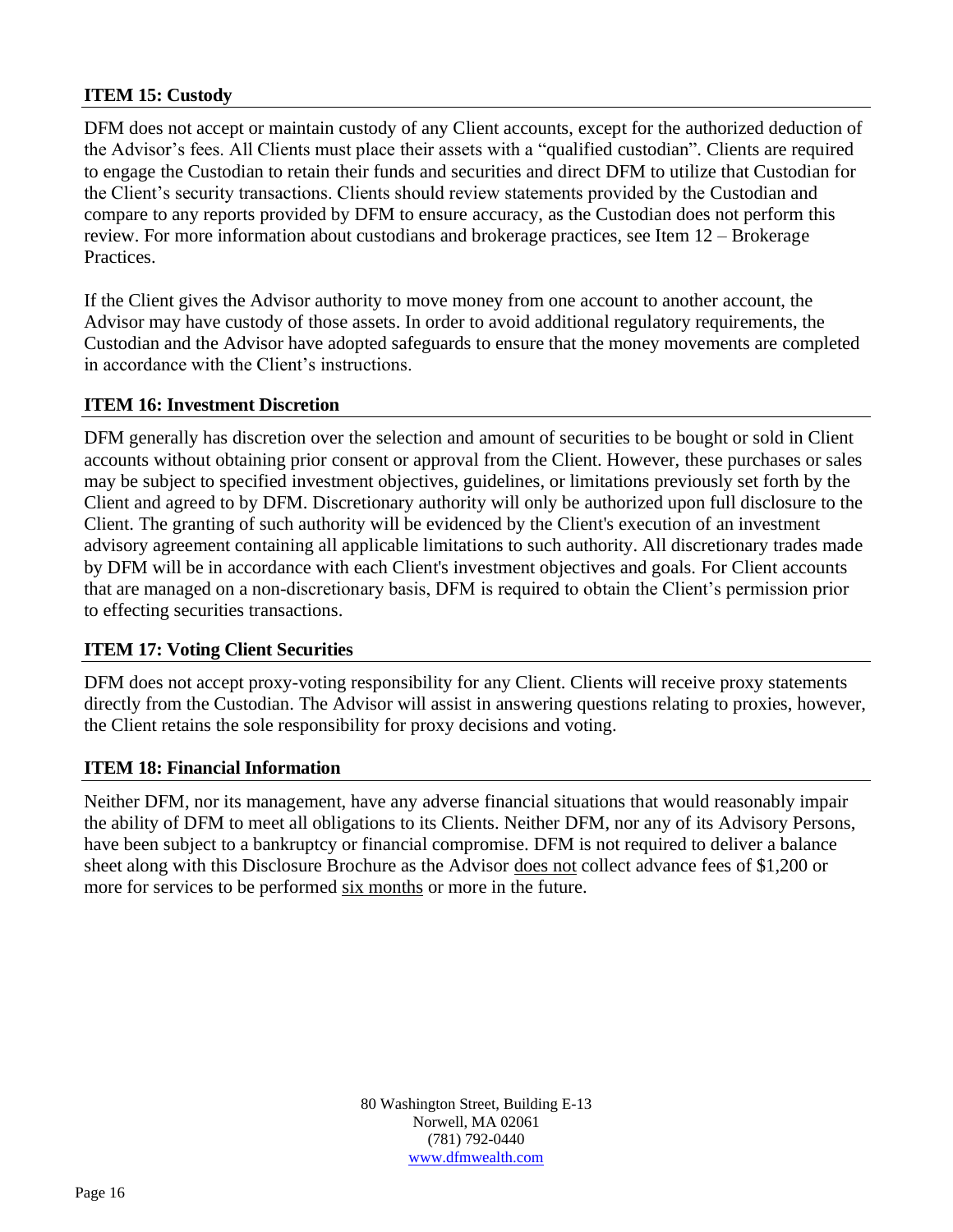## ITEM 15: Custody

DFM does not accept or maintain custody of any Client accounts, except for the authorized deduction of the Advisor's fees. All Clients must place their assets with a "qualified custodian". Clients are required to engage the Custodian to retain their funds and securities and direct DFM to utilize that Custodian for the Client's security transactions. Clients should review statements provided by the Custodian and compare to any reports provided by DFM to ensure accuracy, as the Custodian does not perform this review. For more information about custodians and brokerage practices, see Item 12 – Brokerage Practices.

If the Client gives the Advisor authority to move money from one account to another account, the Advisor may have custody of those assets. In order to avoid additional regulatory requirements, the Custodian and the Advisor have adopted safeguards to ensure that the money movements are completed in accordance with the Client's instructions.

## ITEM 16: Investment Discretion

DFM generally has discretion over the selection and amount of securities to be bought or sold in Client accounts without obtaining prior consent or approval from the Client. However, these purchases or sales may be subject to specified investment objectives, guidelines, or limitations previously set forth by the Client and agreed to by DFM. Discretionary authority will only be authorized upon full disclosure to the Client. The granting of such authority will be evidenced by the Client's execution of an investment advisory agreement containing all applicable limitations to such authority. All discretionary trades made by DFM will be in accordance with each Client's investment objectives and goals. For Client accounts that are managed on a non-discretionary basis, DFM is required to obtain the Client's permission prior to effecting securities transactions.

## ITEM 17: Voting Client Securities

DFM does not accept proxy-voting responsibility for any Client. Clients will receive proxy statements directly from the Custodian. The Advisor will assist in answering questions relating to proxies, however, the Client retains the sole responsibility for proxy decisions and voting.

## ITEM 18: Financial Information

Neither DFM, nor its management, have any adverse financial situations that would reasonably impair the ability of DFM to meet all obligations to its Clients. Neither DFM, nor any of its Advisory Persons, have been subject to a bankruptcy or financial compromise. DFM is not required to deliver a balance sheet along with this Disclosure Brochure as the Advisor does not collect advance fees of $1,200 or more for services to be performed six months or more in the future.